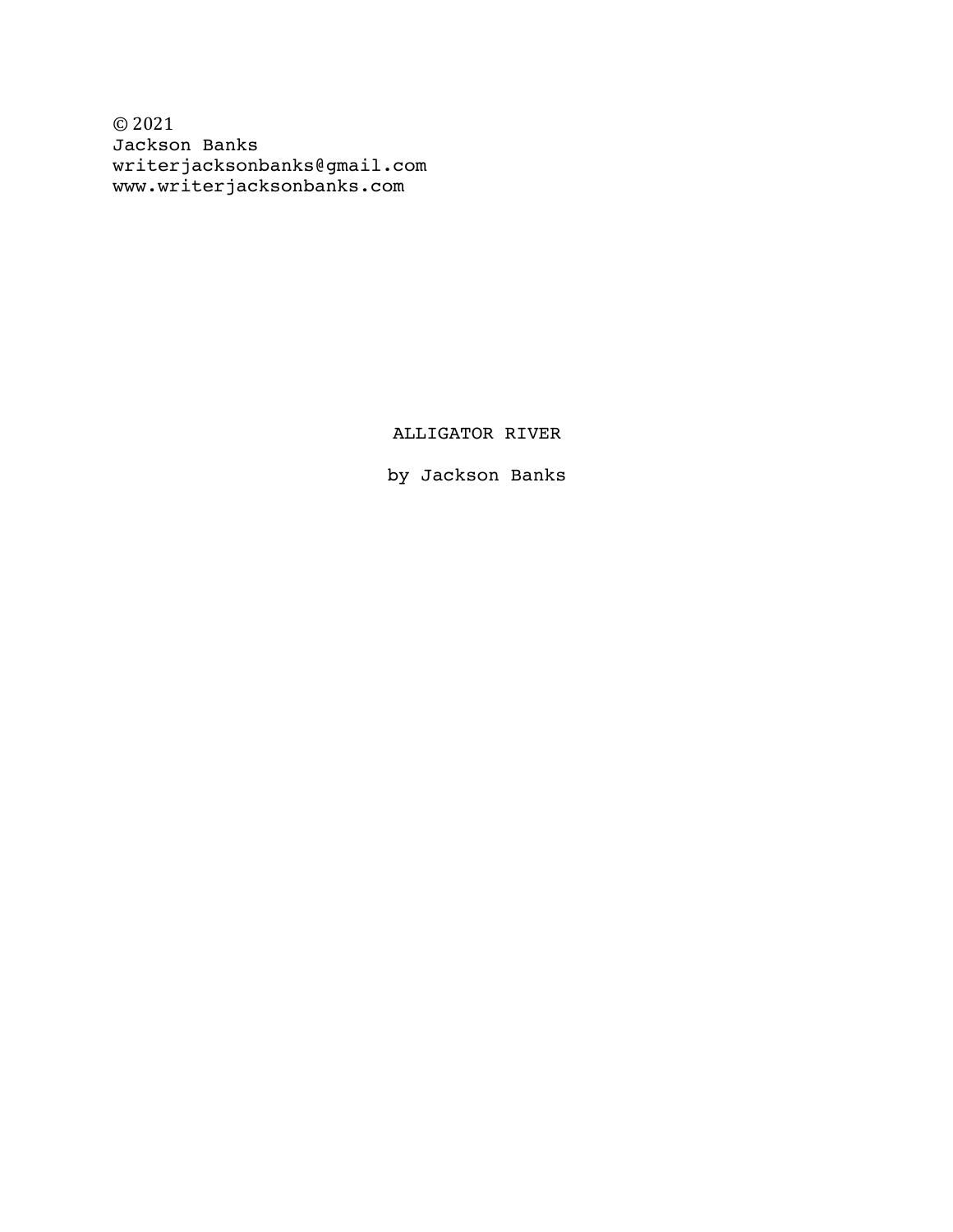© 2021
Jackson Banks
writerjacksonbanks@gmail.com
www.writerjacksonbanks.com

# ALLIGATOR RIVER

by Jackson Banks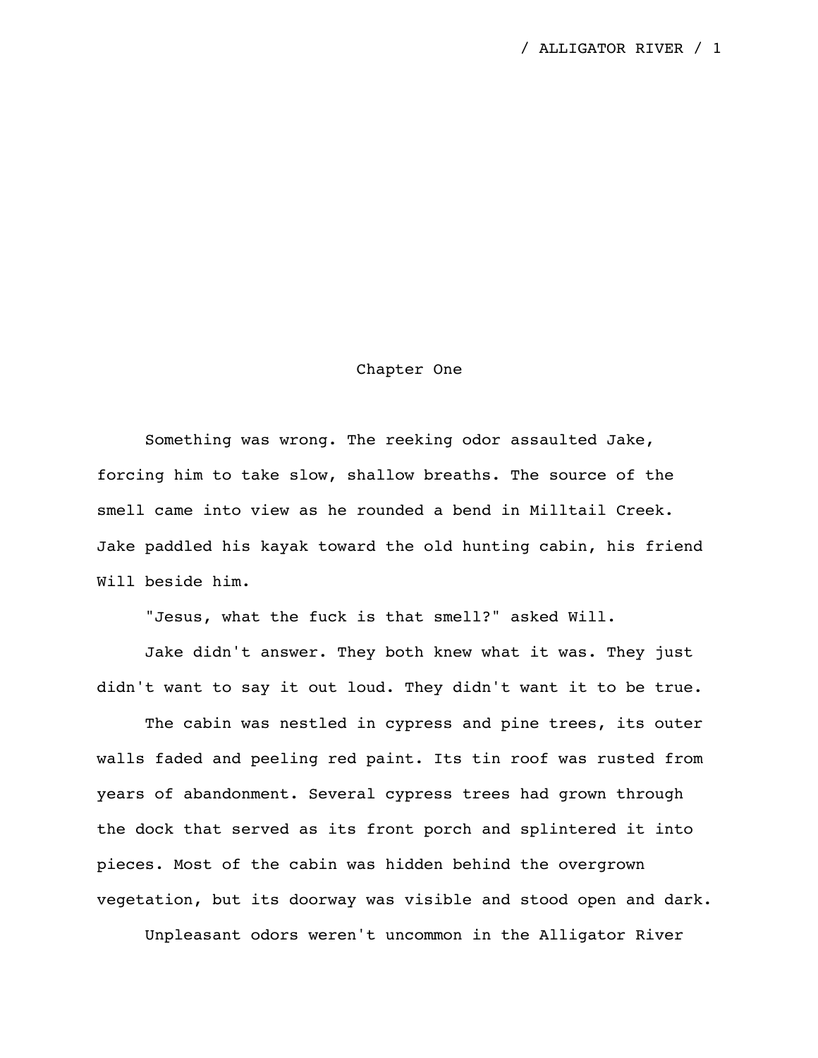# Chapter One

Something was wrong. The reeking odor assaulted Jake, forcing him to take slow, shallow breaths. The source of the smell came into view as he rounded a bend in Milltail Creek. Jake paddled his kayak toward the old hunting cabin, his friend Will beside him.

"Jesus, what the fuck is that smell?" asked Will.

Jake didn't answer. They both knew what it was. They just didn't want to say it out loud. They didn't want it to be true.

The cabin was nestled in cypress and pine trees, its outer walls faded and peeling red paint. Its tin roof was rusted from years of abandonment. Several cypress trees had grown through the dock that served as its front porch and splintered it into pieces. Most of the cabin was hidden behind the overgrown vegetation, but its doorway was visible and stood open and dark.

Unpleasant odors weren't uncommon in the Alligator River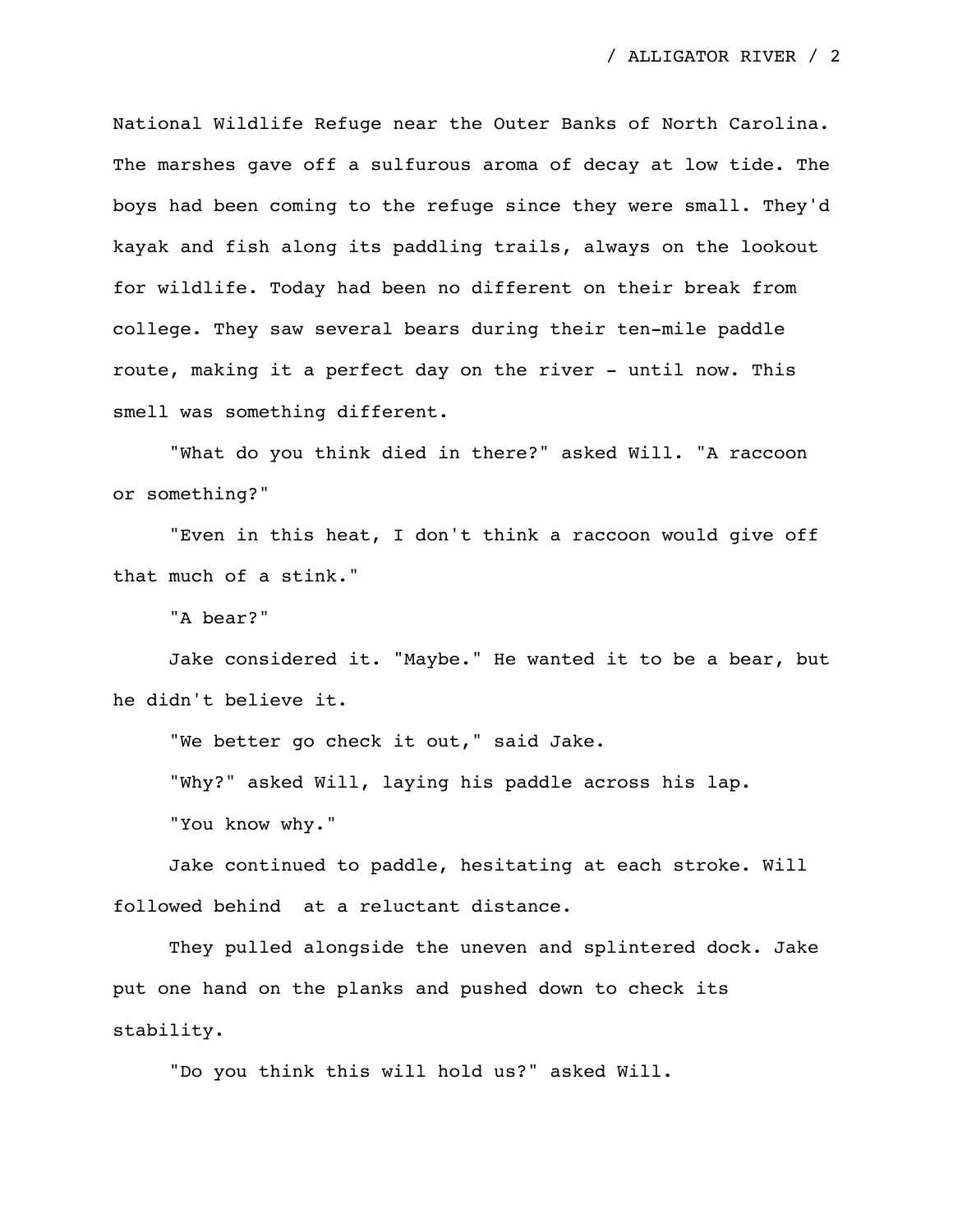National Wildlife Refuge near the Outer Banks of North Carolina. The marshes gave off a sulfurous aroma of decay at low tide. The boys had been coming to the refuge since they were small. They'd kayak and fish along its paddling trails, always on the lookout for wildlife. Today had been no different on their break from college. They saw several bears during their ten-mile paddle route, making it a perfect day on the river - until now. This smell was something different.

"What do you think died in there?" asked Will. "A raccoon or something?"

"Even in this heat, I don't think a raccoon would give off that much of a stink."

"A bear?"

Jake considered it. "Maybe." He wanted it to be a bear, but he didn't believe it.

"We better go check it out," said Jake.

"Why?" asked Will, laying his paddle across his lap.

"You know why."

Jake continued to paddle, hesitating at each stroke. Will followed behind at a reluctant distance.

They pulled alongside the uneven and splintered dock. Jake put one hand on the planks and pushed down to check its stability.

"Do you think this will hold us?" asked Will.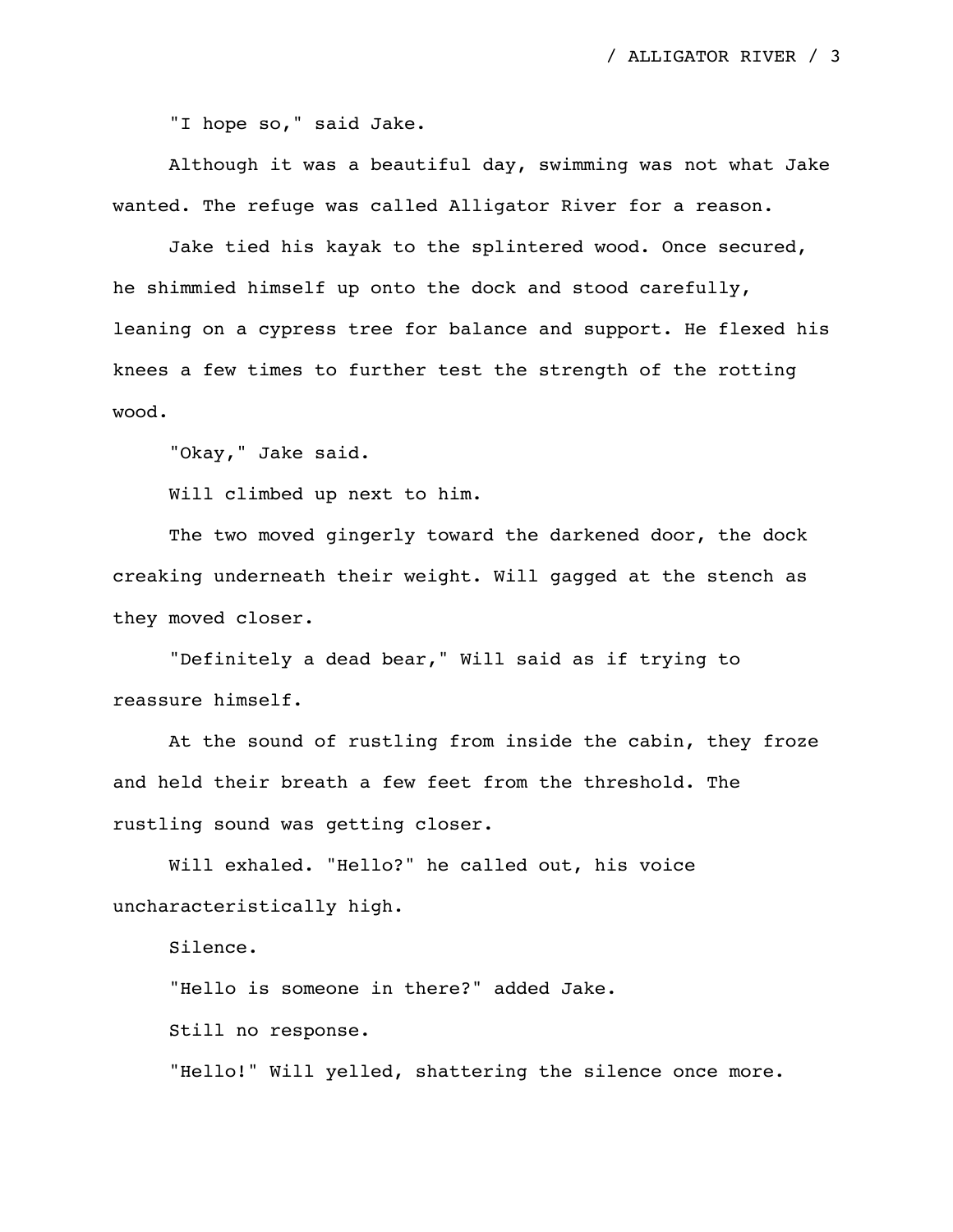"I hope so," said Jake.

Although it was a beautiful day, swimming was not what Jake wanted. The refuge was called Alligator River for a reason.

Jake tied his kayak to the splintered wood. Once secured, he shimmied himself up onto the dock and stood carefully, leaning on a cypress tree for balance and support. He flexed his knees a few times to further test the strength of the rotting wood.

"Okay," Jake said.

Will climbed up next to him.

The two moved gingerly toward the darkened door, the dock creaking underneath their weight. Will gagged at the stench as they moved closer.

"Definitely a dead bear," Will said as if trying to reassure himself.

At the sound of rustling from inside the cabin, they froze and held their breath a few feet from the threshold. The rustling sound was getting closer.

Will exhaled. "Hello?" he called out, his voice uncharacteristically high.

Silence.

"Hello is someone in there?" added Jake.

Still no response.

"Hello!" Will yelled, shattering the silence once more.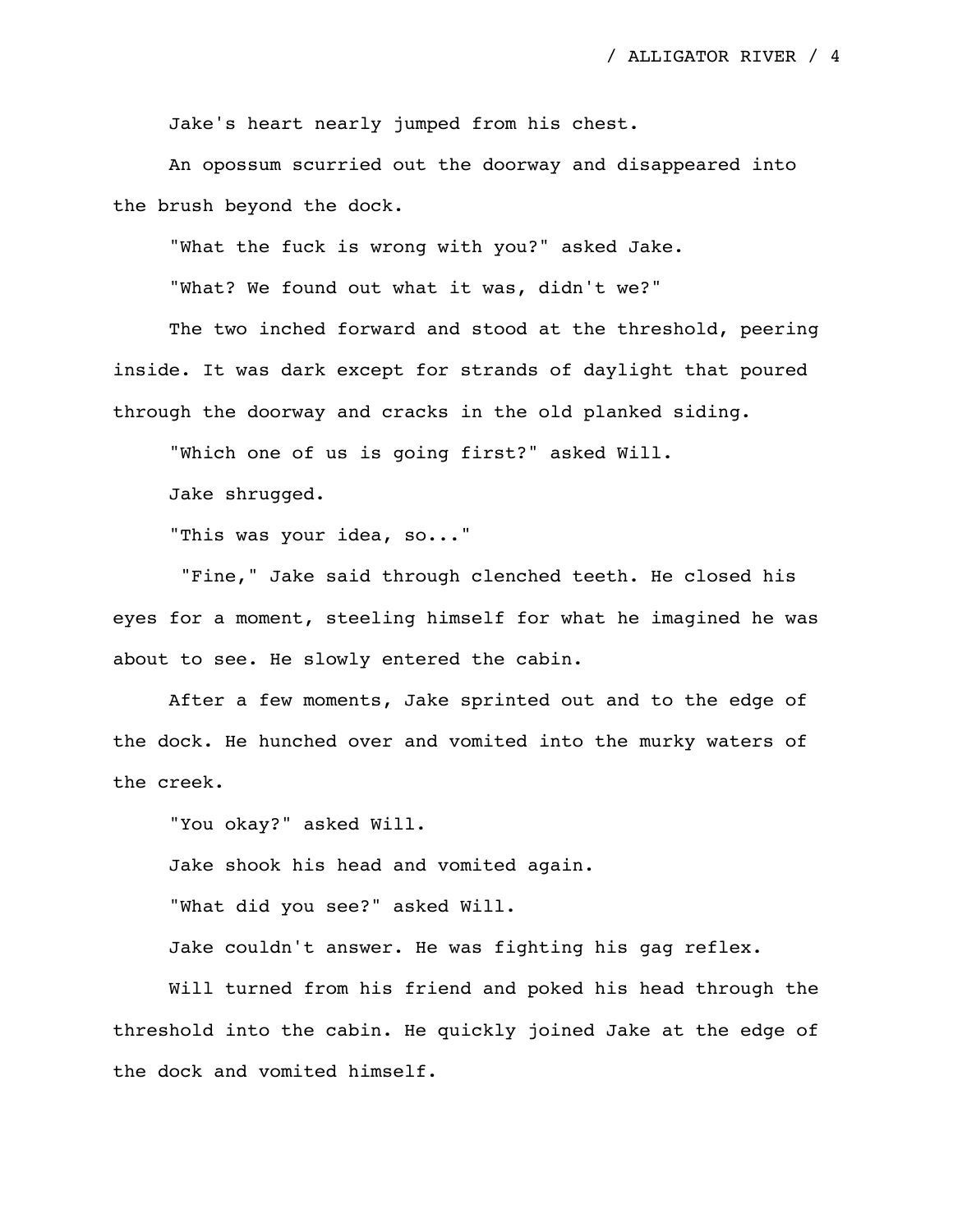Jake's heart nearly jumped from his chest.

An opossum scurried out the doorway and disappeared into the brush beyond the dock.

"What the fuck is wrong with you?" asked Jake.

"What? We found out what it was, didn't we?"

The two inched forward and stood at the threshold, peering inside. It was dark except for strands of daylight that poured through the doorway and cracks in the old planked siding.

"Which one of us is going first?" asked Will.

Jake shrugged.

"This was your idea, so..."

"Fine," Jake said through clenched teeth. He closed his eyes for a moment, steeling himself for what he imagined he was about to see. He slowly entered the cabin.

After a few moments, Jake sprinted out and to the edge of the dock. He hunched over and vomited into the murky waters of the creek.

"You okay?" asked Will.

Jake shook his head and vomited again.

"What did you see?" asked Will.

Jake couldn't answer. He was fighting his gag reflex.

Will turned from his friend and poked his head through the threshold into the cabin. He quickly joined Jake at the edge of the dock and vomited himself.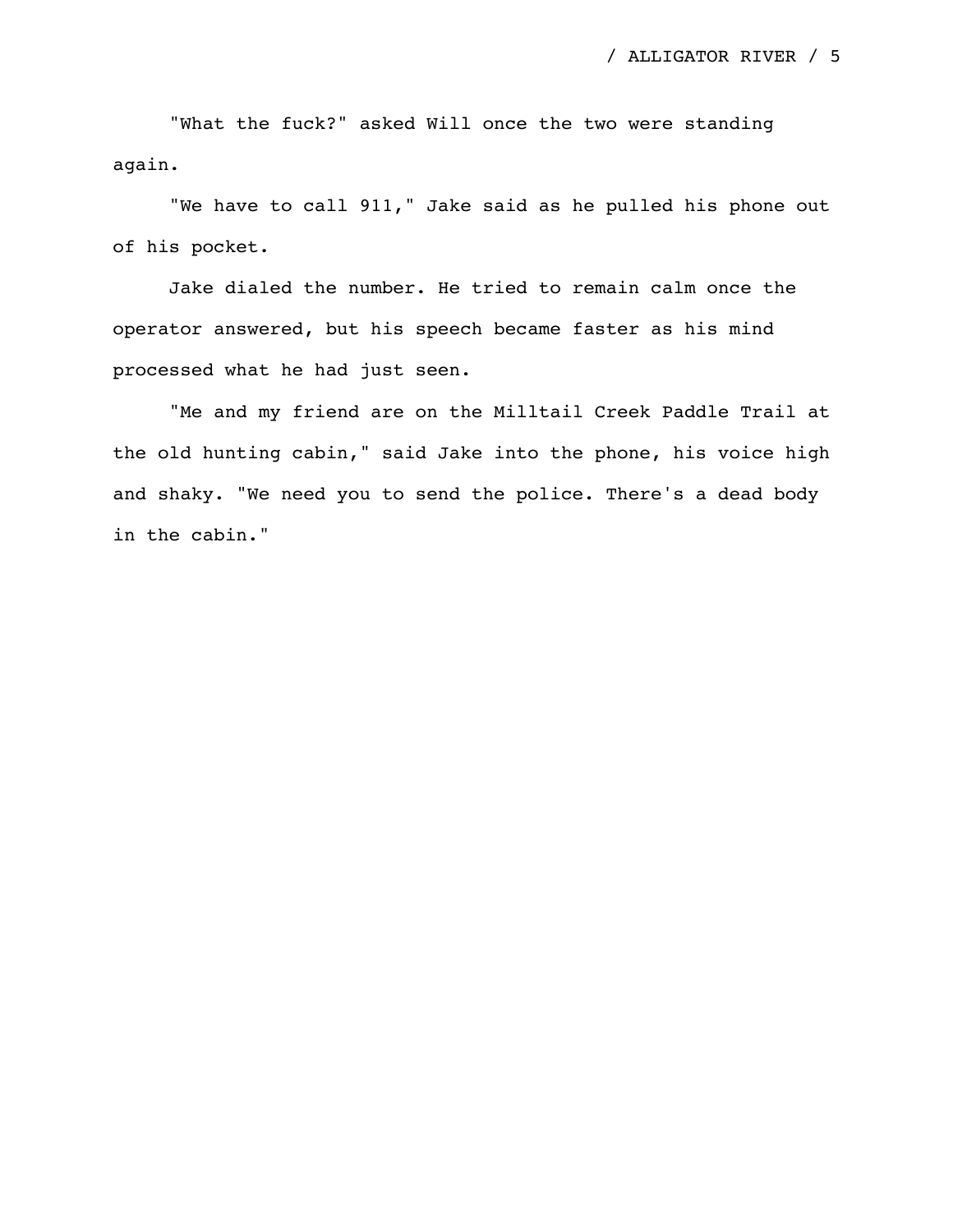"What the fuck?" asked Will once the two were standing again.

"We have to call 911," Jake said as he pulled his phone out of his pocket.

Jake dialed the number. He tried to remain calm once the operator answered, but his speech became faster as his mind processed what he had just seen.

"Me and my friend are on the Milltail Creek Paddle Trail at the old hunting cabin," said Jake into the phone, his voice high and shaky. "We need you to send the police. There's a dead body in the cabin."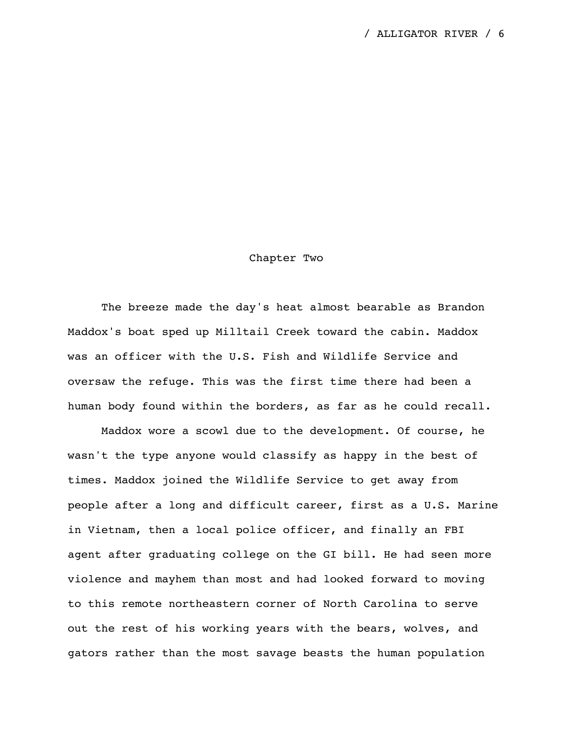## Chapter Two

The breeze made the day's heat almost bearable as Brandon Maddox's boat sped up Milltail Creek toward the cabin. Maddox was an officer with the U.S. Fish and Wildlife Service and oversaw the refuge. This was the first time there had been a human body found within the borders, as far as he could recall.

Maddox wore a scowl due to the development. Of course, he wasn't the type anyone would classify as happy in the best of times. Maddox joined the Wildlife Service to get away from people after a long and difficult career, first as a U.S. Marine in Vietnam, then a local police officer, and finally an FBI agent after graduating college on the GI bill. He had seen more violence and mayhem than most and had looked forward to moving to this remote northeastern corner of North Carolina to serve out the rest of his working years with the bears, wolves, and gators rather than the most savage beasts the human population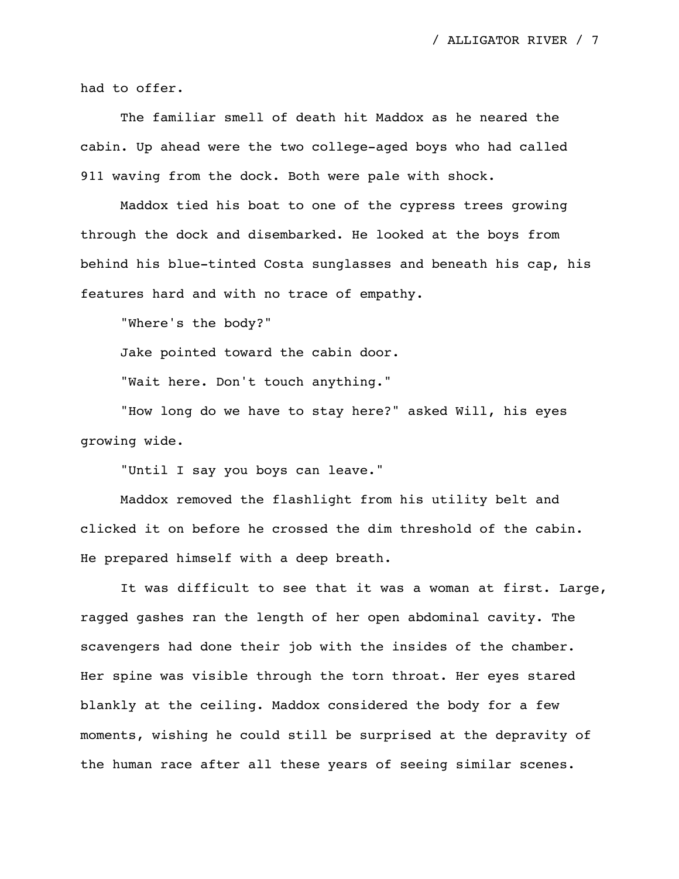had to offer.

The familiar smell of death hit Maddox as he neared the cabin. Up ahead were the two college-aged boys who had called 911 waving from the dock. Both were pale with shock.

Maddox tied his boat to one of the cypress trees growing through the dock and disembarked. He looked at the boys from behind his blue-tinted Costa sunglasses and beneath his cap, his features hard and with no trace of empathy.

"Where's the body?"

Jake pointed toward the cabin door.

"Wait here. Don't touch anything."

"How long do we have to stay here?" asked Will, his eyes growing wide.

"Until I say you boys can leave."

Maddox removed the flashlight from his utility belt and clicked it on before he crossed the dim threshold of the cabin. He prepared himself with a deep breath.

It was difficult to see that it was a woman at first. Large, ragged gashes ran the length of her open abdominal cavity. The scavengers had done their job with the insides of the chamber. Her spine was visible through the torn throat. Her eyes stared blankly at the ceiling. Maddox considered the body for a few moments, wishing he could still be surprised at the depravity of the human race after all these years of seeing similar scenes.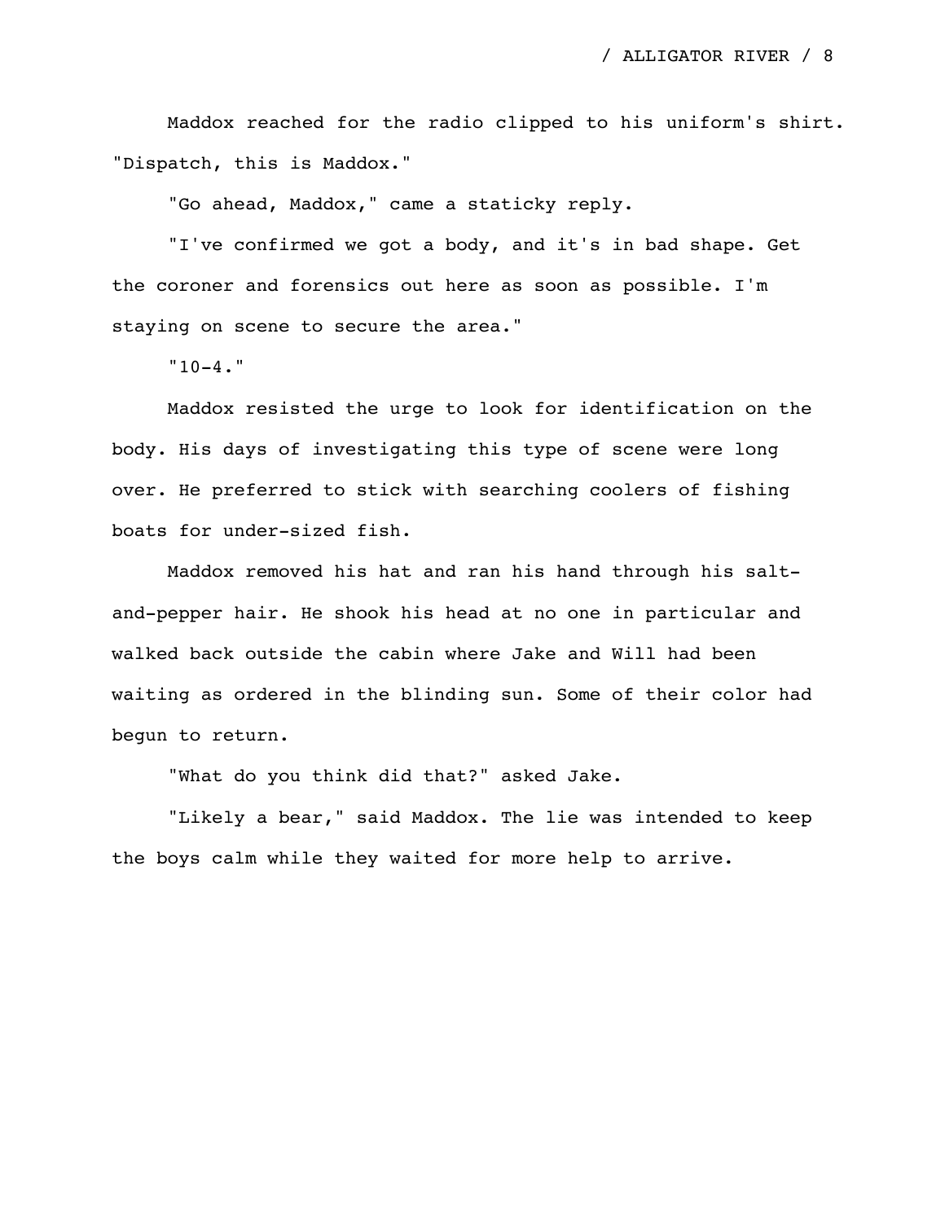Maddox reached for the radio clipped to his uniform's shirt. "Dispatch, this is Maddox."

"Go ahead, Maddox," came a staticky reply.

"I've confirmed we got a body, and it's in bad shape. Get the coroner and forensics out here as soon as possible. I'm staying on scene to secure the area."

"10-4."

Maddox resisted the urge to look for identification on the body. His days of investigating this type of scene were long over. He preferred to stick with searching coolers of fishing boats for under-sized fish.

Maddox removed his hat and ran his hand through his salt-and-pepper hair. He shook his head at no one in particular and walked back outside the cabin where Jake and Will had been waiting as ordered in the blinding sun. Some of their color had begun to return.

"What do you think did that?" asked Jake.

"Likely a bear," said Maddox. The lie was intended to keep the boys calm while they waited for more help to arrive.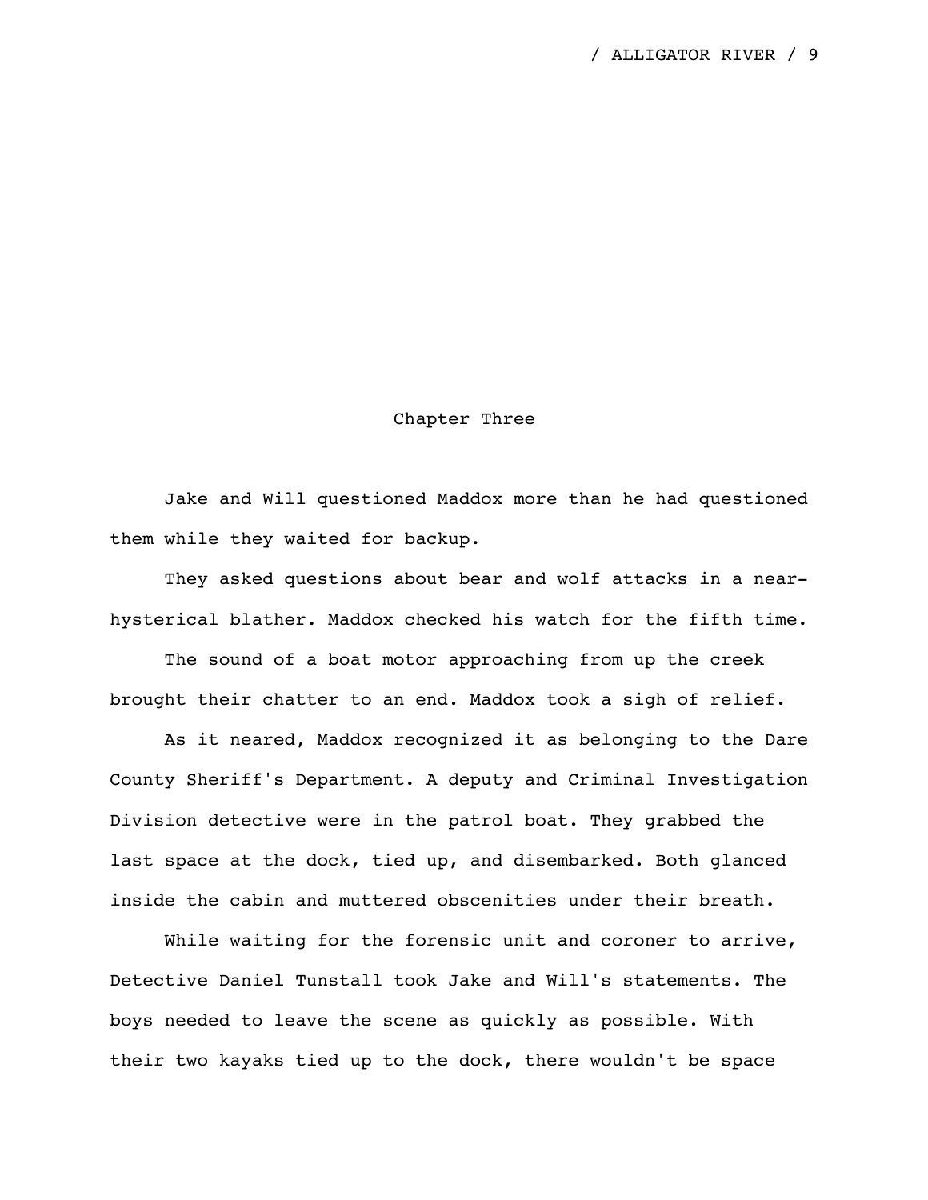## Chapter Three

Jake and Will questioned Maddox more than he had questioned them while they waited for backup.

They asked questions about bear and wolf attacks in a near-hysterical blather. Maddox checked his watch for the fifth time.

The sound of a boat motor approaching from up the creek brought their chatter to an end. Maddox took a sigh of relief.

As it neared, Maddox recognized it as belonging to the Dare County Sheriff's Department. A deputy and Criminal Investigation Division detective were in the patrol boat. They grabbed the last space at the dock, tied up, and disembarked. Both glanced inside the cabin and muttered obscenities under their breath.

While waiting for the forensic unit and coroner to arrive, Detective Daniel Tunstall took Jake and Will's statements. The boys needed to leave the scene as quickly as possible. With their two kayaks tied up to the dock, there wouldn't be space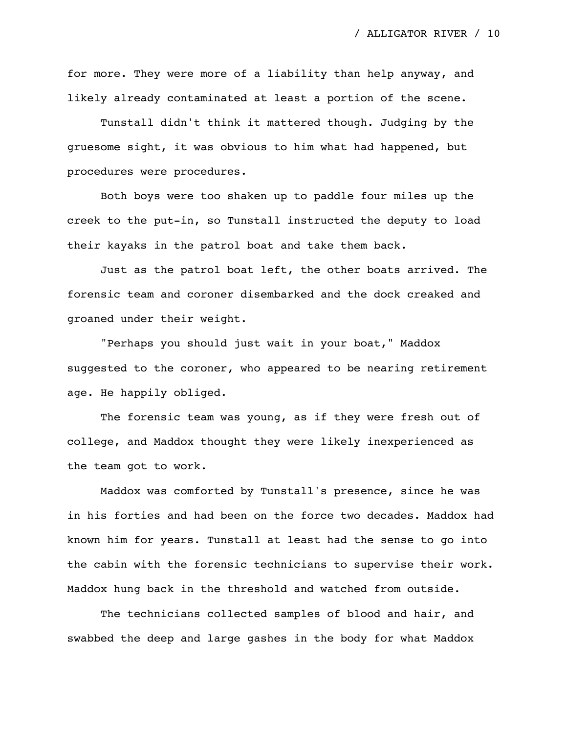for more. They were more of a liability than help anyway, and likely already contaminated at least a portion of the scene.

Tunstall didn't think it mattered though. Judging by the gruesome sight, it was obvious to him what had happened, but procedures were procedures.

Both boys were too shaken up to paddle four miles up the creek to the put-in, so Tunstall instructed the deputy to load their kayaks in the patrol boat and take them back.

Just as the patrol boat left, the other boats arrived. The forensic team and coroner disembarked and the dock creaked and groaned under their weight.

"Perhaps you should just wait in your boat," Maddox suggested to the coroner, who appeared to be nearing retirement age. He happily obliged.

The forensic team was young, as if they were fresh out of college, and Maddox thought they were likely inexperienced as the team got to work.

Maddox was comforted by Tunstall's presence, since he was in his forties and had been on the force two decades. Maddox had known him for years. Tunstall at least had the sense to go into the cabin with the forensic technicians to supervise their work. Maddox hung back in the threshold and watched from outside.

The technicians collected samples of blood and hair, and swabbed the deep and large gashes in the body for what Maddox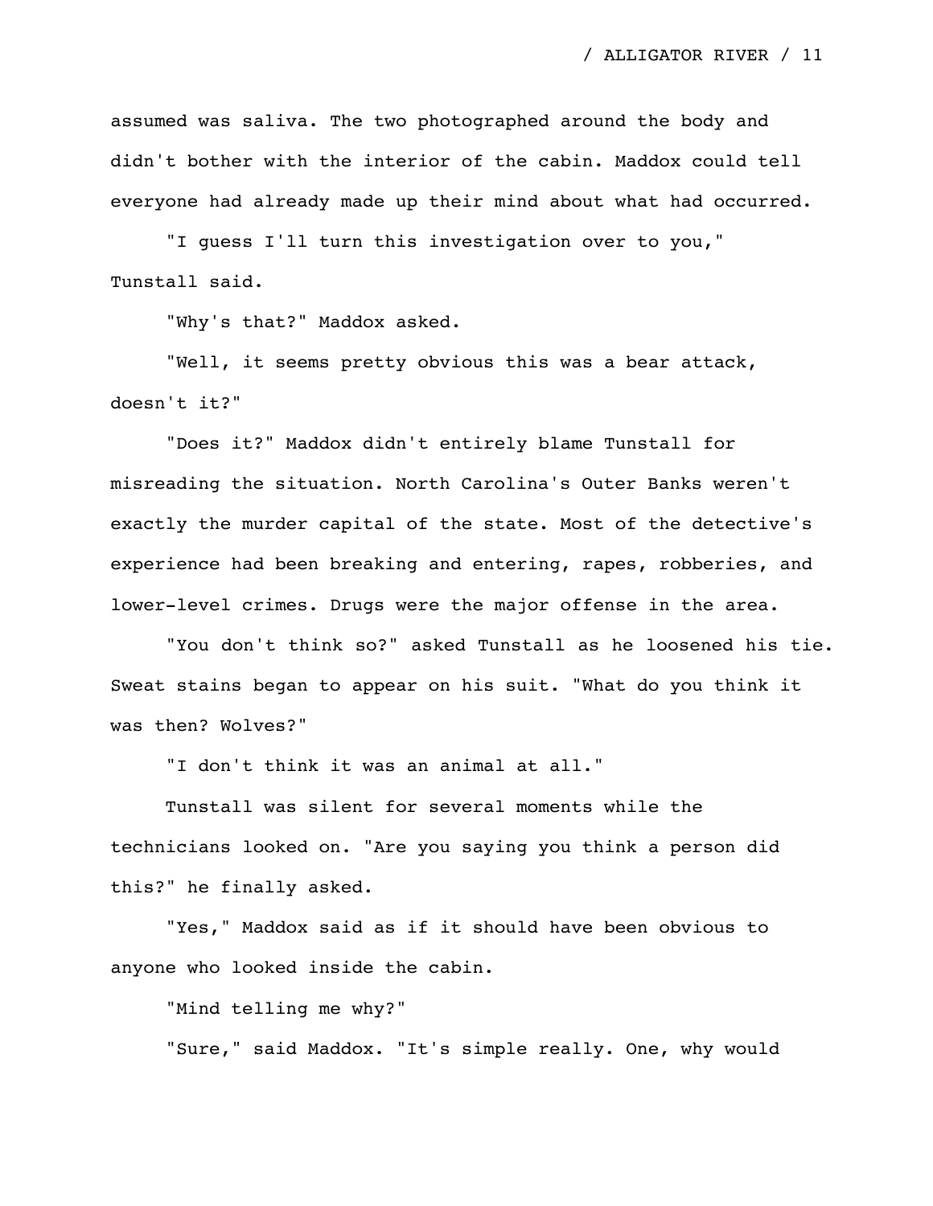assumed was saliva. The two photographed around the body and didn't bother with the interior of the cabin. Maddox could tell everyone had already made up their mind about what had occurred.

"I guess I'll turn this investigation over to you," Tunstall said.

"Why's that?" Maddox asked.

"Well, it seems pretty obvious this was a bear attack, doesn't it?"

"Does it?" Maddox didn't entirely blame Tunstall for misreading the situation. North Carolina's Outer Banks weren't exactly the murder capital of the state. Most of the detective's experience had been breaking and entering, rapes, robberies, and lower-level crimes. Drugs were the major offense in the area.

"You don't think so?" asked Tunstall as he loosened his tie. Sweat stains began to appear on his suit. "What do you think it was then? Wolves?"

"I don't think it was an animal at all."

Tunstall was silent for several moments while the technicians looked on. "Are you saying you think a person did this?" he finally asked.

"Yes," Maddox said as if it should have been obvious to anyone who looked inside the cabin.

"Mind telling me why?"

"Sure," said Maddox. "It's simple really. One, why would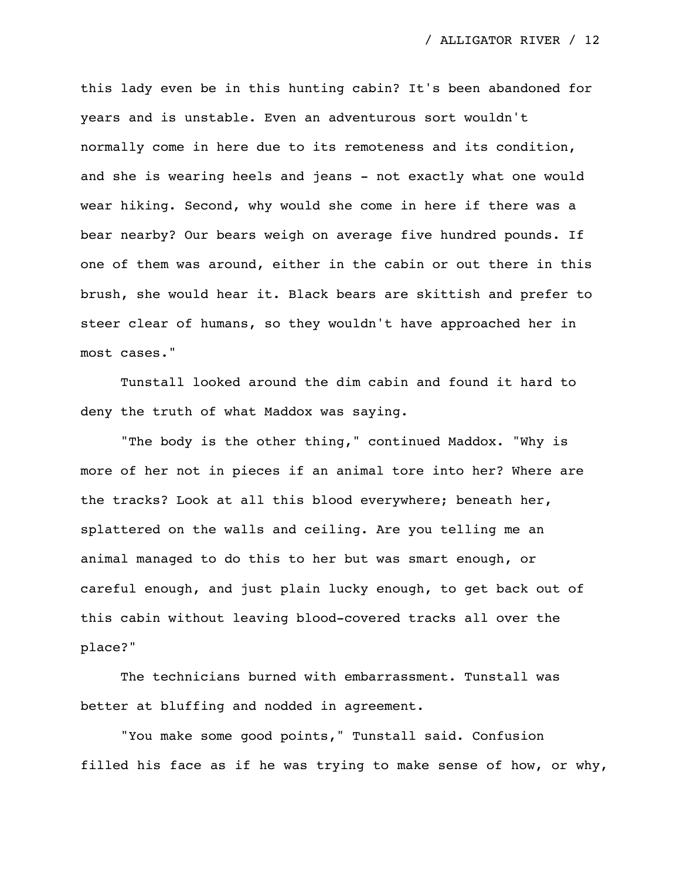this lady even be in this hunting cabin? It's been abandoned for years and is unstable. Even an adventurous sort wouldn't normally come in here due to its remoteness and its condition, and she is wearing heels and jeans - not exactly what one would wear hiking. Second, why would she come in here if there was a bear nearby? Our bears weigh on average five hundred pounds. If one of them was around, either in the cabin or out there in this brush, she would hear it. Black bears are skittish and prefer to steer clear of humans, so they wouldn't have approached her in most cases."

Tunstall looked around the dim cabin and found it hard to deny the truth of what Maddox was saying.

"The body is the other thing," continued Maddox. "Why is more of her not in pieces if an animal tore into her? Where are the tracks? Look at all this blood everywhere; beneath her, splattered on the walls and ceiling. Are you telling me an animal managed to do this to her but was smart enough, or careful enough, and just plain lucky enough, to get back out of this cabin without leaving blood-covered tracks all over the place?"

The technicians burned with embarrassment. Tunstall was better at bluffing and nodded in agreement.

"You make some good points," Tunstall said. Confusion filled his face as if he was trying to make sense of how, or why,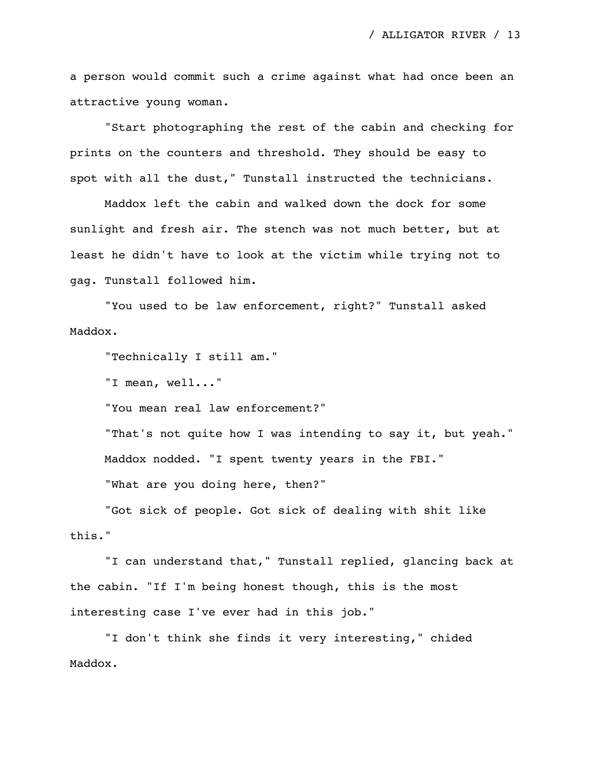a person would commit such a crime against what had once been an attractive young woman.

"Start photographing the rest of the cabin and checking for prints on the counters and threshold. They should be easy to spot with all the dust," Tunstall instructed the technicians.

Maddox left the cabin and walked down the dock for some sunlight and fresh air. The stench was not much better, but at least he didn't have to look at the victim while trying not to gag. Tunstall followed him.

"You used to be law enforcement, right?" Tunstall asked Maddox.

"Technically I still am."

"I mean, well..."

"You mean real law enforcement?"

"That's not quite how I was intending to say it, but yeah."

Maddox nodded. "I spent twenty years in the FBI."

"What are you doing here, then?"

"Got sick of people. Got sick of dealing with shit like this."

"I can understand that," Tunstall replied, glancing back at the cabin. "If I'm being honest though, this is the most interesting case I've ever had in this job."

"I don't think she finds it very interesting," chided Maddox.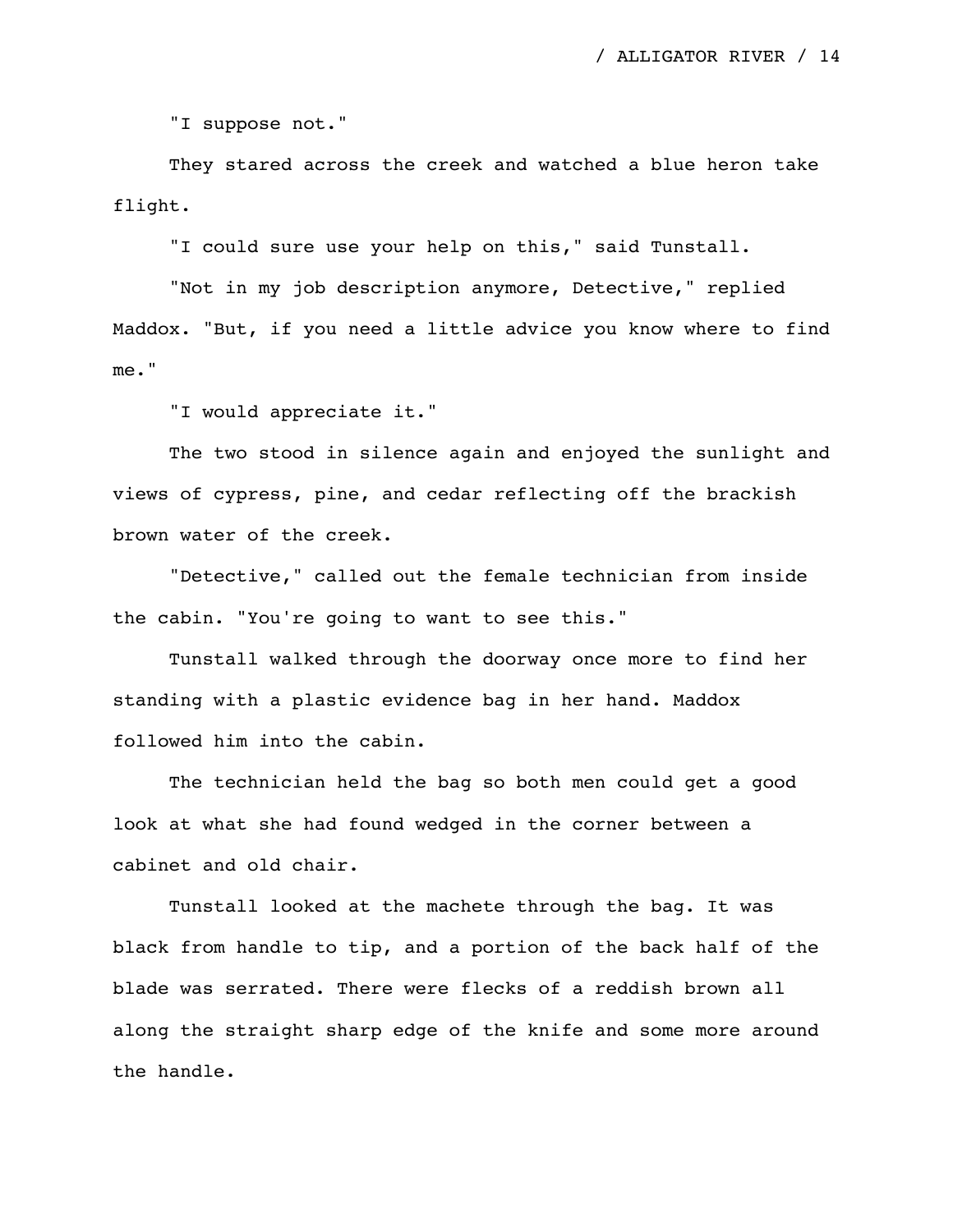"I suppose not."

They stared across the creek and watched a blue heron take flight.

"I could sure use your help on this," said Tunstall.

"Not in my job description anymore, Detective," replied Maddox. "But, if you need a little advice you know where to find me."

"I would appreciate it."

The two stood in silence again and enjoyed the sunlight and views of cypress, pine, and cedar reflecting off the brackish brown water of the creek.

"Detective," called out the female technician from inside the cabin. "You're going to want to see this."

Tunstall walked through the doorway once more to find her standing with a plastic evidence bag in her hand. Maddox followed him into the cabin.

The technician held the bag so both men could get a good look at what she had found wedged in the corner between a cabinet and old chair.

Tunstall looked at the machete through the bag. It was black from handle to tip, and a portion of the back half of the blade was serrated. There were flecks of a reddish brown all along the straight sharp edge of the knife and some more around the handle.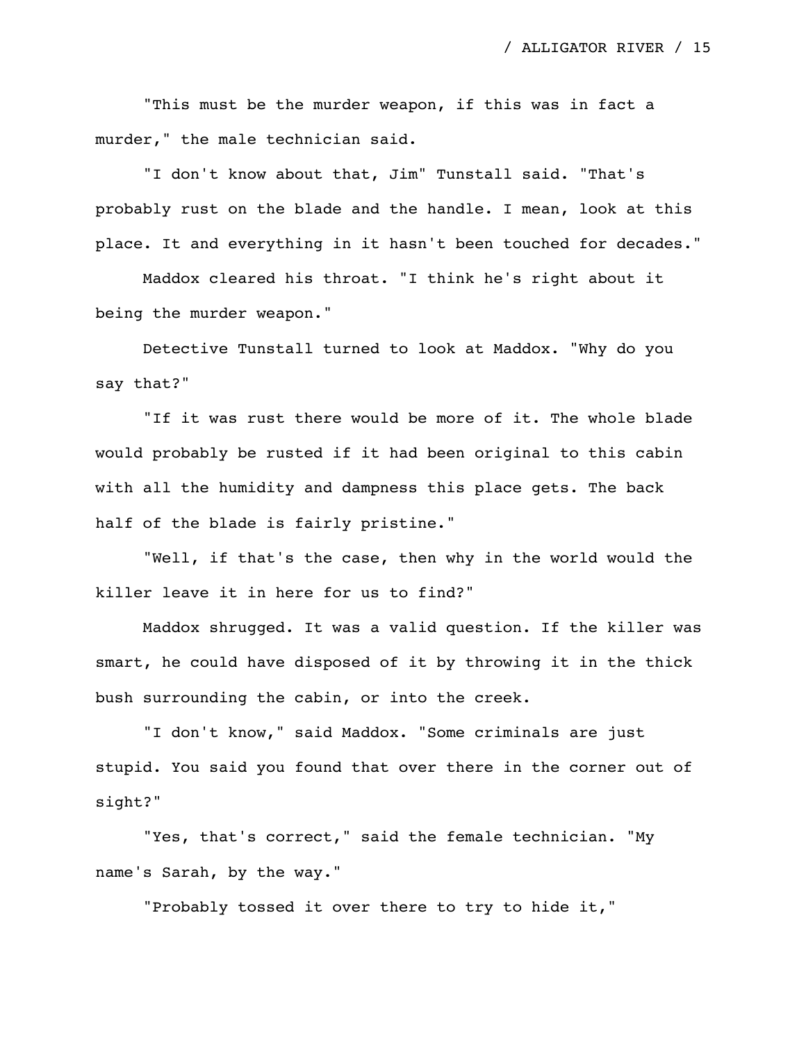"This must be the murder weapon, if this was in fact a murder," the male technician said.

"I don't know about that, Jim" Tunstall said. "That's probably rust on the blade and the handle. I mean, look at this place. It and everything in it hasn't been touched for decades."

Maddox cleared his throat. "I think he's right about it being the murder weapon."

Detective Tunstall turned to look at Maddox. "Why do you say that?"

"If it was rust there would be more of it. The whole blade would probably be rusted if it had been original to this cabin with all the humidity and dampness this place gets. The back half of the blade is fairly pristine."

"Well, if that's the case, then why in the world would the killer leave it in here for us to find?"

Maddox shrugged. It was a valid question. If the killer was smart, he could have disposed of it by throwing it in the thick bush surrounding the cabin, or into the creek.

"I don't know," said Maddox. "Some criminals are just stupid. You said you found that over there in the corner out of sight?"

"Yes, that's correct," said the female technician. "My name's Sarah, by the way."

"Probably tossed it over there to try to hide it,"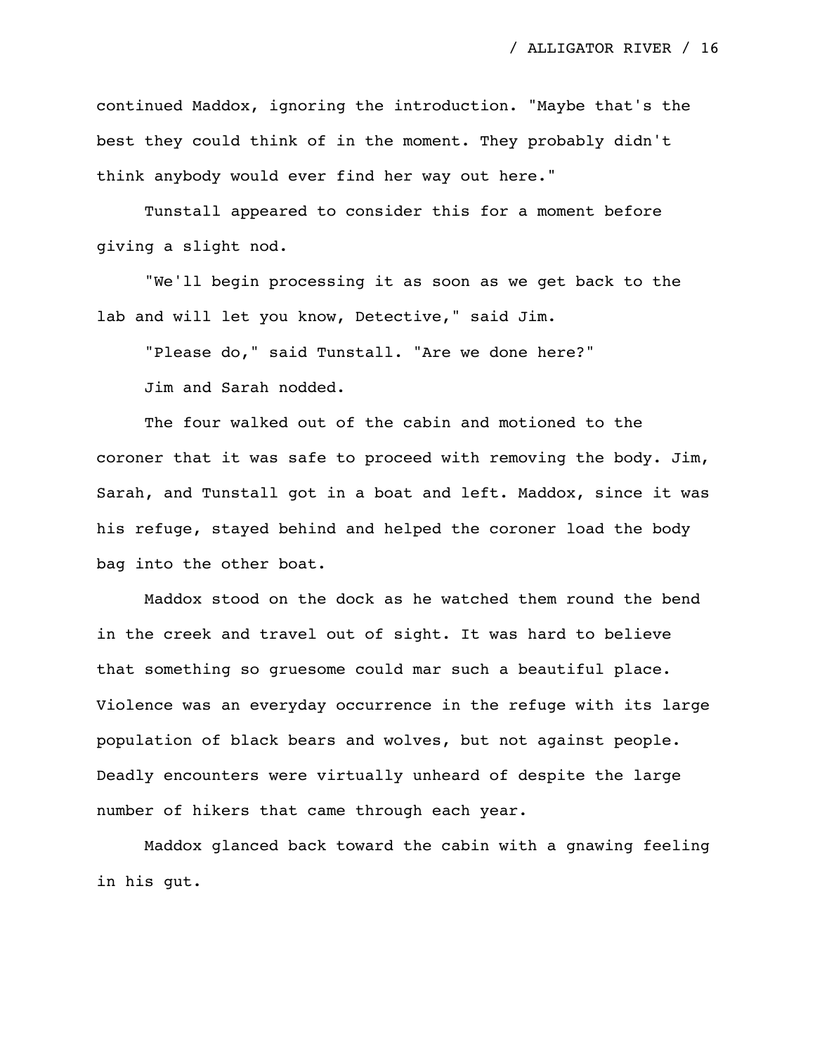continued Maddox, ignoring the introduction. "Maybe that's the best they could think of in the moment. They probably didn't think anybody would ever find her way out here."

Tunstall appeared to consider this for a moment before giving a slight nod.

"We'll begin processing it as soon as we get back to the lab and will let you know, Detective," said Jim.

"Please do," said Tunstall. "Are we done here?"

Jim and Sarah nodded.

The four walked out of the cabin and motioned to the coroner that it was safe to proceed with removing the body. Jim, Sarah, and Tunstall got in a boat and left. Maddox, since it was his refuge, stayed behind and helped the coroner load the body bag into the other boat.

Maddox stood on the dock as he watched them round the bend in the creek and travel out of sight. It was hard to believe that something so gruesome could mar such a beautiful place. Violence was an everyday occurrence in the refuge with its large population of black bears and wolves, but not against people. Deadly encounters were virtually unheard of despite the large number of hikers that came through each year.

Maddox glanced back toward the cabin with a gnawing feeling in his gut.